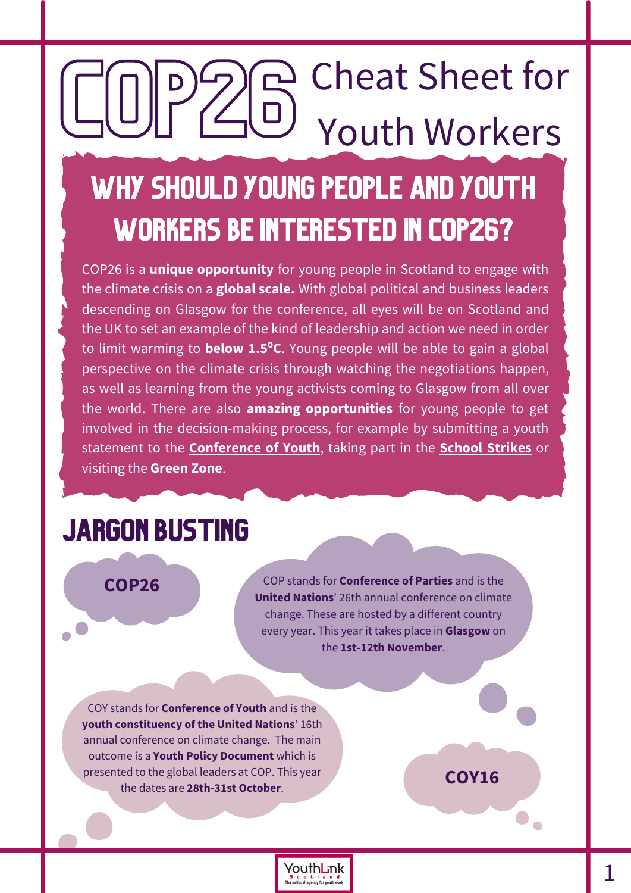# COP26 Cheat Sheet for Youth Workers

## WHY SHOULD YOUNG PEOPLE AND YOUTH WORKERS BE INTERESTED IN COP26?

COP26 is a **unique opportunity** for young people in Scotland to engage with the climate crisis on a **global scale.** With global political and business leaders descending on Glasgow for the conference, all eyes will be on Scotland and the UK to set an example of the kind of leadership and action we need in order to limit warming to **below 1.5⁰C**. Young people will be able to gain a global perspective on the climate crisis through watching the negotiations happen, as well as learning from the young activists coming to Glasgow from all over the world. There are also **amazing opportunities** for young people to get involved in the decision-making process, for example by submitting a youth statement to the **Conference of Youth**, taking part in the **School Strikes** or visiting the **Green Zone**.

## JARGON BUSTING

**COP26**

COP stands for **Conference of Parties** and is the **United Nations**' 26th annual conference on climate change. These are hosted by a different country every year. This year it takes place in **Glasgow** on the **1st-12th November**.

**COY16**

COY stands for **Conference of Youth** and is the **youth constituency of the United Nations**' 16th annual conference on climate change. The main outcome is a **Youth Policy Document** which is presented to the global leaders at COP. This year the dates are **28th-31st October**.

YouthLink Scotland – The national agency for youth work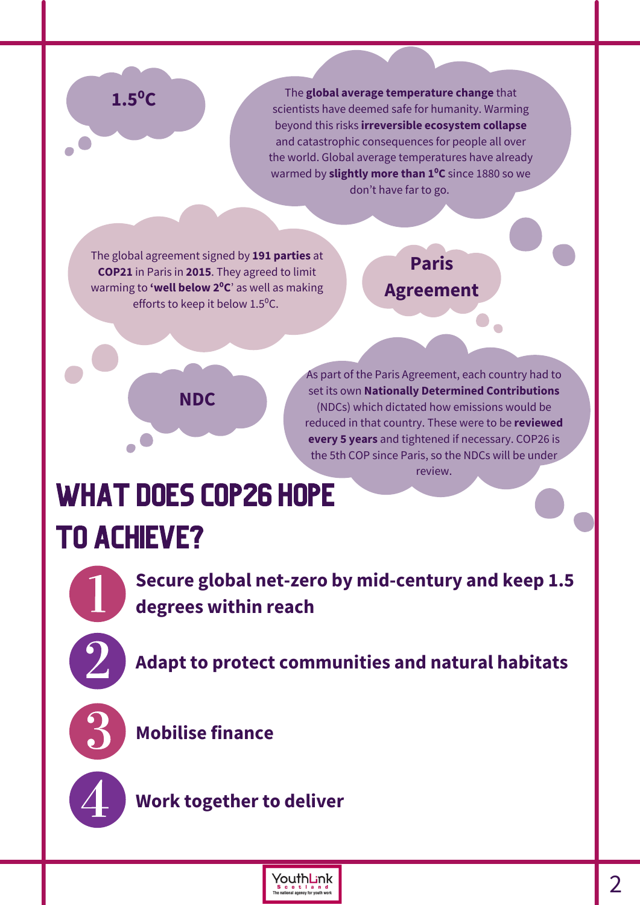**1.5$^{o}$C**

The **global average temperature change** that scientists have deemed safe for humanity. Warming beyond this risks **irreversible ecosystem collapse** and catastrophic consequences for people all over the world. Global average temperatures have already warmed by **slightly more than 1$^{o}$C** since 1880 so we don't have far to go.

**Paris Agreement**

The global agreement signed by **191 parties** at **COP21** in Paris in **2015**. They agreed to limit warming to **'well below 2$^{o}$C'** as well as making efforts to keep it below 1.5$^{o}$C.

**NDC**

As part of the Paris Agreement, each country had to set its own **Nationally Determined Contributions** (NDCs) which dictated how emissions would be reduced in that country. These were to be **reviewed every 5 years** and tightened if necessary. COP26 is the 5th COP since Paris, so the NDCs will be under review.

# WHAT DOES COP26 HOPE TO ACHIEVE?

1. **Secure global net-zero by mid-century and keep 1.5 degrees within reach**
2. **Adapt to protect communities and natural habitats**
3. **Mobilise finance**
4. **Work together to deliver**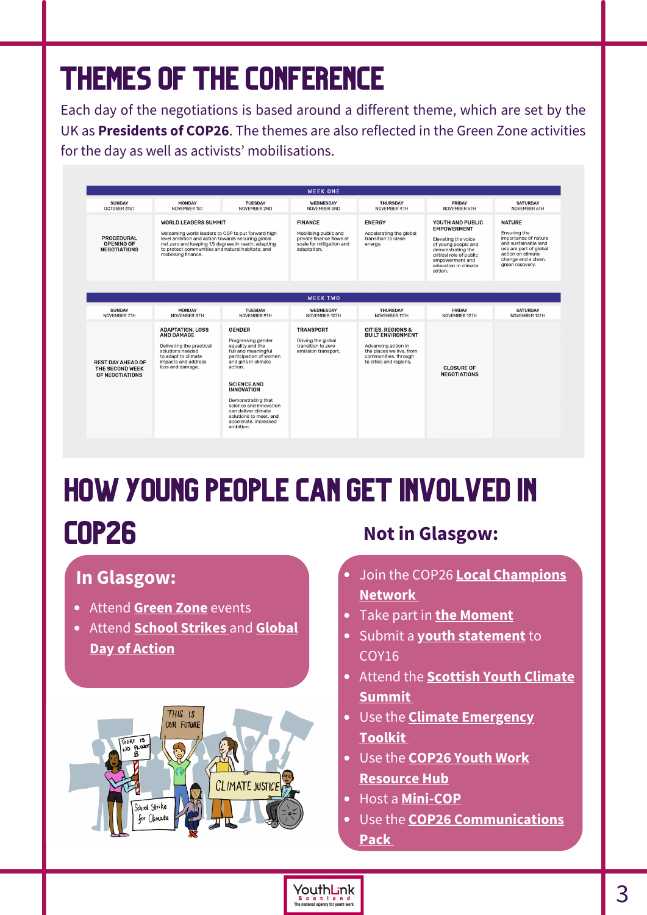# THEMES OF THE CONFERENCE

Each day of the negotiations is based around a different theme, which are set by the UK as **Presidents of COP26**. The themes are also reflected in the Green Zone activities for the day as well as activists' mobilisations.

**WEEK ONE**

| SUNDAY OCTOBER 31ST | MONDAY NOVEMBER 1ST | TUESDAY NOVEMBER 2ND | WEDNESDAY NOVEMBER 3RD | THURSDAY NOVEMBER 4TH | FRIDAY NOVEMBER 5TH | SATURDAY NOVEMBER 6TH |
|---|---|---|---|---|---|---|
| PROCEDURAL OPENING OF NEGOTIATIONS | WORLD LEADERS SUMMIT: Welcoming world leaders to COP to put forward high level ambition and action towards securing global net zero and keeping 1.5 degrees in reach; adapting to protect communities and natural habitats; and mobilising finance. | | FINANCE: Mobilising public and private finance flows at scale for mitigation and adaptation. | ENERGY: Accelerating the global transition to clean energy. | YOUTH AND PUBLIC EMPOWERMENT: Elevating the voice of young people and demonstrating the critical role of public empowerment and education in climate action. | NATURE: Ensuring the importance of nature and sustainable land use are part of global action on climate change and a clean, green recovery. |

**WEEK TWO**

| SUNDAY NOVEMBER 7TH | MONDAY NOVEMBER 8TH | TUESDAY NOVEMBER 9TH | WEDNESDAY NOVEMBER 10TH | THURSDAY NOVEMBER 11TH | FRIDAY NOVEMBER 12TH | SATURDAY NOVEMBER 13TH |
|---|---|---|---|---|---|---|
| REST DAY AHEAD OF THE SECOND WEEK OF NEGOTIATIONS | ADAPTATION, LOSS AND DAMAGE: Delivering the practical solutions needed to adapt to climate impacts and address loss and damage. | GENDER: Progressing gender equality and the full and meaningful participation of women and girls in climate action. SCIENCE AND INNOVATION: Demonstrating that science and innovation can deliver climate solutions to meet, and accelerate, increased ambition. | TRANSPORT: Driving the global transition to zero emission transport. | CITIES, REGIONS & BUILT ENVIRONMENT: Advancing action in the places we live, from communities, through to cities and regions. | CLOSURE OF NEGOTIATIONS | |

# HOW YOUNG PEOPLE CAN GET INVOLVED IN COP26

## In Glasgow:

- Attend **Green Zone** events
- Attend **School Strikes** and **Global Day of Action**

## Not in Glasgow:

- Join the COP26 **Local Champions Network**
- Take part in **the Moment**
- Submit a **youth statement** to COY16
- Attend the **Scottish Youth Climate Summit**
- Use the **Climate Emergency Toolkit**
- Use the **COP26 Youth Work Resource Hub**
- Host a **Mini-COP**
- Use the **COP26 Communications Pack**